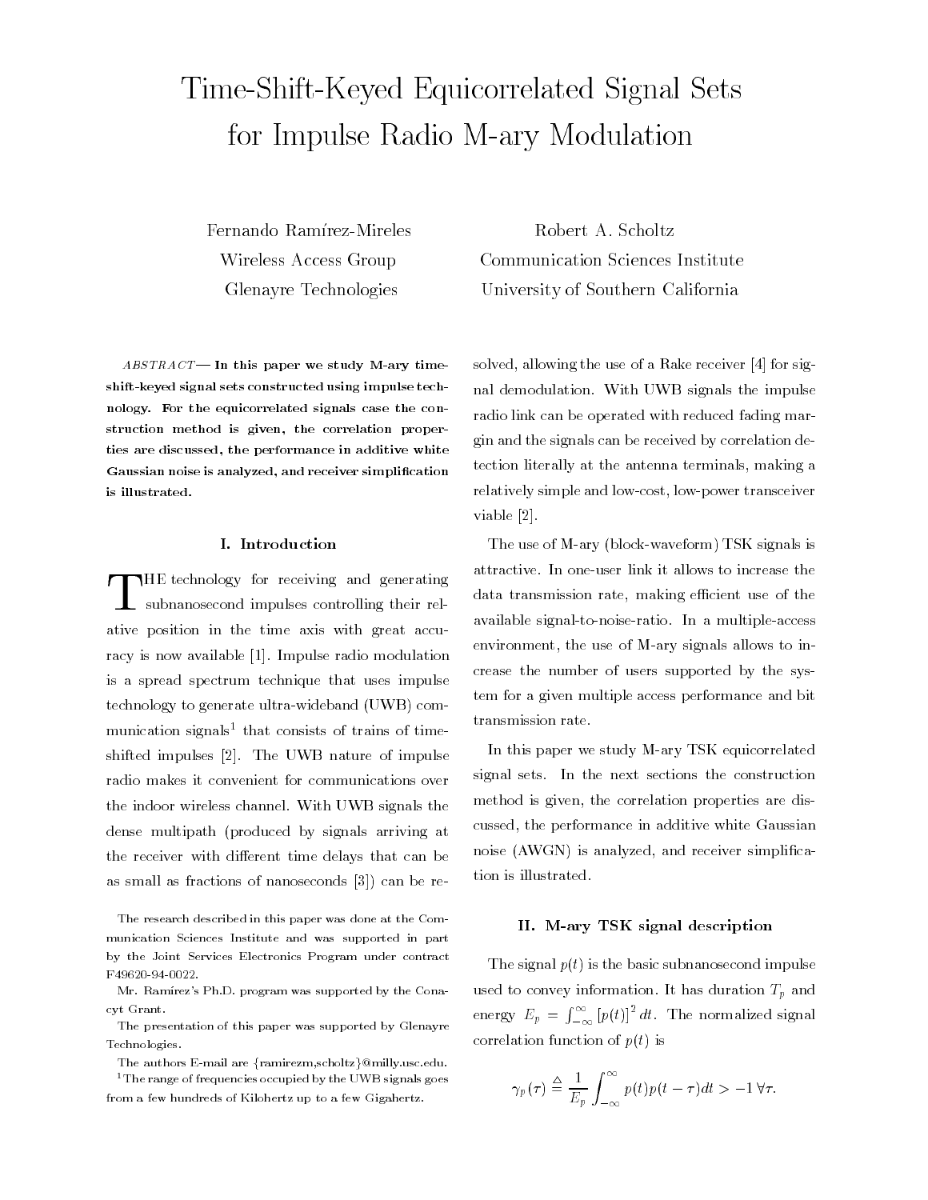# Time-Shift-Keyed Equicorrelated Signal Sets for Impulse Radio M-ary Modulation

Fernando Ramírez-Mireles
Wireless Access Group
Glenayre Technologies

Robert A. Scholtz
Communication Sciences Institute
University of Southern California

*ABSTRACT*— **In this paper we study M-ary time-shift-keyed signal sets constructed using impulse technology. For the equicorrelated signals case the construction method is given, the correlation properties are discussed, the performance in additive white Gaussian noise is analyzed, and receiver simplification is illustrated.**

## I. Introduction

The technology for receiving and generating subnanosecond impulses controlling their relative position in the time axis with great accuracy is now available [1]. Impulse radio modulation is a spread spectrum technique that uses impulse technology to generate ultra-wideband (UWB) communication signals[1] that consists of trains of time-shifted impulses [2]. The UWB nature of impulse radio makes it convenient for communications over the indoor wireless channel. With UWB signals the dense multipath (produced by signals arriving at the receiver with different time delays that can be as small as fractions of nanoseconds [3]) can be resolved, allowing the use of a Rake receiver [4] for signal demodulation. With UWB signals the impulse radio link can be operated with reduced fading margin and the signals can be received by correlation detection literally at the antenna terminals, making a relatively simple and low-cost, low-power transceiver viable [2].

The use of M-ary (block-waveform) TSK signals is attractive. In one-user link it allows to increase the data transmission rate, making efficient use of the available signal-to-noise-ratio. In a multiple-access environment, the use of M-ary signals allows to increase the number of users supported by the system for a given multiple access performance and bit transmission rate.

In this paper we study M-ary TSK equicorrelated signal sets. In the next sections the construction method is given, the correlation properties are discussed, the performance in additive white Gaussian noise (AWGN) is analyzed, and receiver simplification is illustrated.

## II. M-ary TSK signal description

The signal $p(t)$ is the basic subnanosecond impulse used to convey information. It has duration $T_p$ and energy $E_p = \int_{-\infty}^{\infty} [p(t)]^2 \, dt$. The normalized signal correlation function of $p(t)$ is

$$\gamma_p(\tau) \triangleq \frac{1}{E_p} \int_{-\infty}^{\infty} p(t)p(t-\tau)dt > -1 \; \forall \tau.$$

---

The research described in this paper was done at the Communication Sciences Institute and was supported in part by the Joint Services Electronics Program under contract F49620-94-0022.

Mr. Ramírez's Ph.D. program was supported by the Conacyt Grant.

The presentation of this paper was supported by Glenayre Technologies.

The authors E-mail are {ramirezm,scholtz}@milly.usc.edu.

[1] The range of frequencies occupied by the UWB signals goes from a few hundreds of Kilohertz up to a few Gigahertz.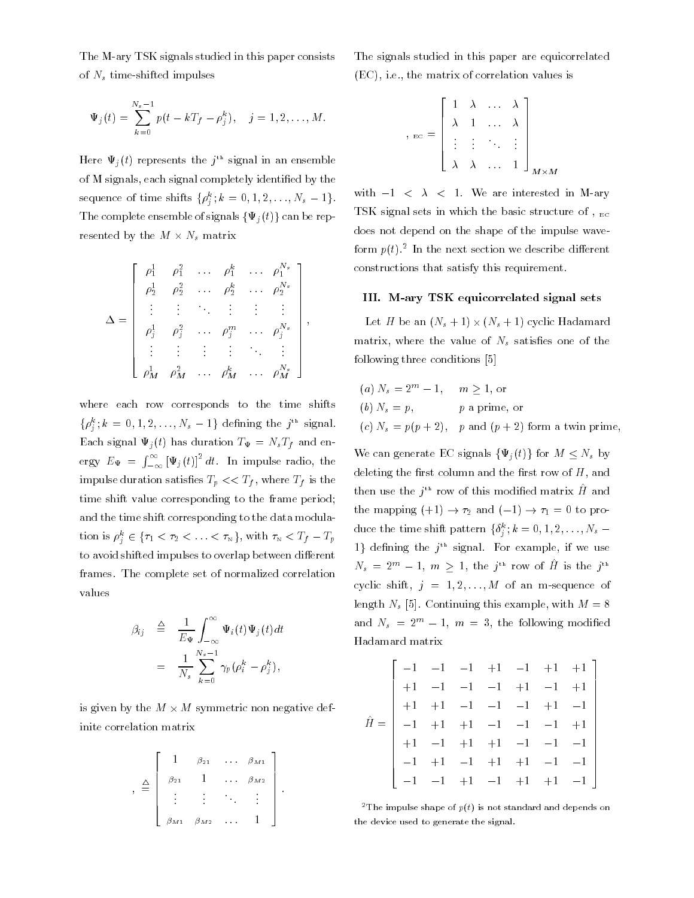The M-ary TSK signals studied in this paper consists of $N_s$ time-shifted impulses

$$\Psi_j(t) = \sum_{k=0}^{N_s-1} p(t - kT_f - \rho_j^k), \quad j = 1, 2, \ldots, M.$$

Here $\Psi_j(t)$ represents the $j^{\text{th}}$ signal in an ensemble of M signals, each signal completely identified by the sequence of time shifts $\{\rho_j^k; k = 0, 1, 2, \ldots, N_s - 1\}$. The complete ensemble of signals $\{\Psi_j(t)\}$ can be represented by the $M \times N_s$ matrix

$$\Delta = \begin{bmatrix} \rho_1^1 & \rho_1^2 & \ldots & \rho_1^k & \ldots & \rho_1^{N_s} \\ \rho_2^1 & \rho_2^2 & \ldots & \rho_2^k & \ldots & \rho_2^{N_s} \\ \vdots & \vdots & \ddots & \vdots & \vdots & \vdots \\ \rho_j^1 & \rho_j^2 & \ldots & \rho_j^m & \ldots & \rho_j^{N_s} \\ \vdots & \vdots & \vdots & \vdots & \ddots & \vdots \\ \rho_M^1 & \rho_M^2 & \ldots & \rho_M^k & \ldots & \rho_M^{N_s} \end{bmatrix},$$

where each row corresponds to the time shifts $\{\rho_j^k; k = 0, 1, 2, \ldots, N_s - 1\}$ defining the $j^{\text{th}}$ signal. Each signal $\Psi_j(t)$ has duration $T_\Psi = N_s T_f$ and energy $E_\Psi = \int_{-\infty}^{\infty} [\Psi_j(t)]^2 \, dt$. In impulse radio, the impulse duration satisfies $T_p << T_f$, where $T_f$ is the time shift value corresponding to the frame period; and the time shift corresponding to the data modulation is $\rho_j^k \in \{\tau_1 < \tau_2 < \ldots < \tau_N\}$, with $\tau_N < T_f - T_p$ to avoid shifted impulses to overlap between different frames. The complete set of normalized correlation values

$$\begin{aligned} \beta_{ij} &\triangleq \frac{1}{E_\Psi} \int_{-\infty}^{\infty} \Psi_i(t) \Psi_j(t) dt \\ &= \frac{1}{N_s} \sum_{k=0}^{N_s-1} \gamma_p(\rho_i^k - \rho_j^k), \end{aligned}$$

is given by the $M \times M$ symmetric non negative definite correlation matrix

$$\Gamma \triangleq \begin{bmatrix} 1 & \beta_{21} & \ldots & \beta_{M1} \\ \beta_{21} & 1 & \ldots & \beta_{M2} \\ \vdots & \vdots & \ddots & \vdots \\ \beta_{M1} & \beta_{M2} & \ldots & 1 \end{bmatrix}.$$

The signals studied in this paper are equicorrelated (EC), i.e., the matrix of correlation values is

$$\Gamma_{\text{EC}} = \begin{bmatrix} 1 & \lambda & \ldots & \lambda \\ \lambda & 1 & \ldots & \lambda \\ \vdots & \vdots & \ddots & \vdots \\ \lambda & \lambda & \ldots & 1 \end{bmatrix}_{M \times M}$$

with $-1 < \lambda < 1$. We are interested in M-ary TSK signal sets in which the basic structure of $\Gamma_{\text{EC}}$ does not depend on the shape of the impulse waveform $p(t)$.[2] In the next section we describe different constructions that satisfy this requirement.

### III. M-ary TSK equicorrelated signal sets

Let $H$ be an $(N_s + 1) \times (N_s + 1)$ cyclic Hadamard matrix, where the value of $N_s$ satisfies one of the following three conditions [5]

(a) $N_s = 2^m - 1, \quad m \geq 1$, or
(b) $N_s = p, \quad p$ a prime, or
(c) $N_s = p(p+2), \quad p$ and $(p+2)$ form a twin prime,

We can generate EC signals $\{\Psi_j(t)\}$ for $M \leq N_s$ by deleting the first column and the first row of $H$, and then use the $j^{\text{th}}$ row of this modified matrix $\hat{H}$ and the mapping $(+1) \rightarrow \tau_2$ and $(-1) \rightarrow \tau_1 = 0$ to produce the time shift pattern $\{\delta_j^k; k = 0, 1, 2, \ldots, N_s - 1\}$ defining the $j^{\text{th}}$ signal. For example, if we use $N_s = 2^m - 1$, $m \geq 1$, the $j^{\text{th}}$ row of $\hat{H}$ is the $j^{\text{th}}$ cyclic shift, $j = 1, 2, \ldots, M$ of an m-sequence of length $N_s$ [5]. Continuing this example, with $M = 8$ and $N_s = 2^m - 1$, $m = 3$, the following modified Hadamard matrix

$$\hat{H} = \begin{bmatrix} -1 & -1 & -1 & +1 & -1 & +1 & +1 \\ +1 & -1 & -1 & -1 & +1 & -1 & +1 \\ +1 & +1 & -1 & -1 & -1 & +1 & -1 \\ -1 & +1 & +1 & -1 & -1 & -1 & +1 \\ +1 & -1 & +1 & +1 & -1 & -1 & -1 \\ -1 & +1 & -1 & +1 & +1 & -1 & -1 \\ -1 & -1 & +1 & -1 & +1 & +1 & -1 \end{bmatrix}$$

[2] The impulse shape of $p(t)$ is not standard and depends on the device used to generate the signal.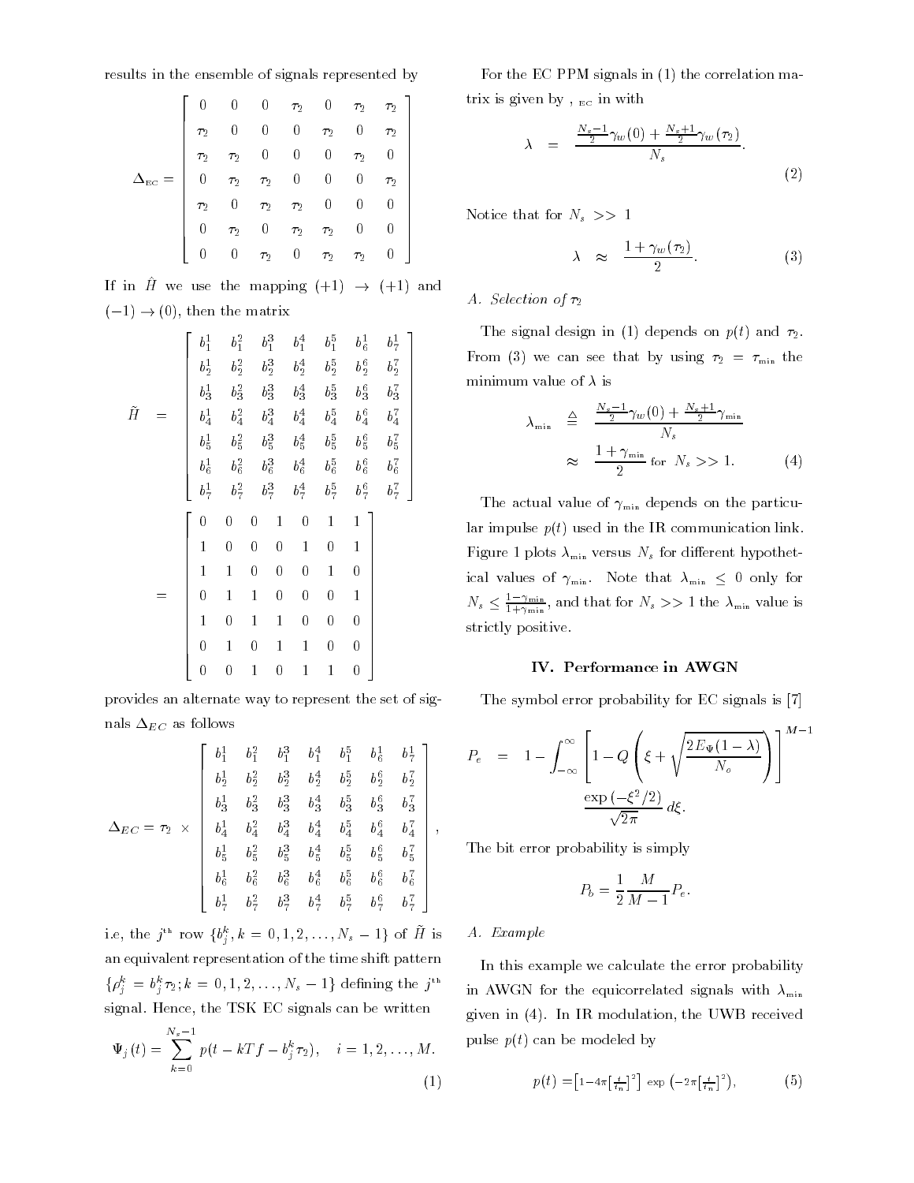results in the ensemble of signals represented by

$$\Delta_{\text{EC}} = \begin{bmatrix} 0 & 0 & 0 & \tau_2 & 0 & \tau_2 & \tau_2 \\ \tau_2 & 0 & 0 & 0 & \tau_2 & 0 & \tau_2 \\ \tau_2 & \tau_2 & 0 & 0 & 0 & \tau_2 & 0 \\ 0 & \tau_2 & \tau_2 & 0 & 0 & 0 & \tau_2 \\ \tau_2 & 0 & \tau_2 & \tau_2 & 0 & 0 & 0 \\ 0 & \tau_2 & 0 & \tau_2 & \tau_2 & 0 & 0 \\ 0 & 0 & \tau_2 & 0 & \tau_2 & \tau_2 & 0 \end{bmatrix}$$

If in $\hat{H}$ we use the mapping $(+1) \to (+1)$ and $(-1) \to (0)$, then the matrix

$$\tilde{H} = \begin{bmatrix} b_1^1 & b_1^2 & b_1^3 & b_1^4 & b_1^5 & b_6^1 & b_7^1 \\ b_2^1 & b_2^2 & b_2^3 & b_2^4 & b_2^5 & b_2^6 & b_2^7 \\ b_3^1 & b_3^2 & b_3^3 & b_3^4 & b_3^5 & b_3^6 & b_3^7 \\ b_4^1 & b_4^2 & b_4^3 & b_4^4 & b_4^5 & b_4^6 & b_4^7 \\ b_5^1 & b_5^2 & b_5^3 & b_5^4 & b_5^5 & b_5^6 & b_5^7 \\ b_6^1 & b_6^2 & b_6^3 & b_6^4 & b_6^5 & b_6^6 & b_6^7 \\ b_7^1 & b_7^2 & b_7^3 & b_7^4 & b_7^5 & b_7^6 & b_7^7 \end{bmatrix} = \begin{bmatrix} 0 & 0 & 0 & 1 & 0 & 1 & 1 \\ 1 & 0 & 0 & 0 & 1 & 0 & 1 \\ 1 & 1 & 0 & 0 & 0 & 1 & 0 \\ 0 & 1 & 1 & 0 & 0 & 0 & 1 \\ 1 & 0 & 1 & 1 & 0 & 0 & 0 \\ 0 & 1 & 0 & 1 & 1 & 0 & 0 \\ 0 & 0 & 1 & 0 & 1 & 1 & 0 \end{bmatrix}$$

provides an alternate way to represent the set of signals $\Delta_{EC}$ as follows

$$\Delta_{EC} = \tau_2 \times \begin{bmatrix} b_1^1 & b_1^2 & b_1^3 & b_1^4 & b_1^5 & b_6^1 & b_7^1 \\ b_2^1 & b_2^2 & b_2^3 & b_2^4 & b_2^5 & b_2^6 & b_2^7 \\ b_3^1 & b_3^2 & b_3^3 & b_3^4 & b_3^5 & b_3^6 & b_3^7 \\ b_4^1 & b_4^2 & b_4^3 & b_4^4 & b_4^5 & b_4^6 & b_4^7 \\ b_5^1 & b_5^2 & b_5^3 & b_5^4 & b_5^5 & b_5^6 & b_5^7 \\ b_6^1 & b_6^2 & b_6^3 & b_6^4 & b_6^5 & b_6^6 & b_6^7 \\ b_7^1 & b_7^2 & b_7^3 & b_7^4 & b_7^5 & b_7^6 & b_7^7 \end{bmatrix},$$

i.e, the $j^{\text{th}}$ row $\{b_j^k, k = 0, 1, 2, \ldots, N_s - 1\}$ of $\tilde{H}$ is an equivalent representation of the time shift pattern $\{\rho_j^k = b_j^k \tau_2; k = 0, 1, 2, \ldots, N_s - 1\}$ defining the $j^{\text{th}}$ signal. Hence, the TSK EC signals can be written

$$\Psi_j(t) = \sum_{k=0}^{N_s - 1} p(t - kTf - b_j^k \tau_2), \quad i = 1, 2, \ldots, M. \tag{1}$$

For the EC PPM signals in (1) the correlation matrix is given by $\Gamma_{\text{EC}}$ in with

$$\lambda = \frac{\frac{N_s - 1}{2}\gamma_w(0) + \frac{N_s + 1}{2}\gamma_w(\tau_2)}{N_s}. \tag{2}$$

Notice that for $N_s >> 1$

$$\lambda \approx \frac{1 + \gamma_w(\tau_2)}{2}. \tag{3}$$

### A. Selection of $\tau_2$

The signal design in (1) depends on $p(t)$ and $\tau_2$. From (3) we can see that by using $\tau_2 = \tau_{\min}$ the minimum value of $\lambda$ is

$$\lambda_{\min} \triangleq \frac{\frac{N_s - 1}{2}\gamma_w(0) + \frac{N_s + 1}{2}\gamma_{\min}}{N_s} \approx \frac{1 + \gamma_{\min}}{2} \text{ for } N_s >> 1. \tag{4}$$

The actual value of $\gamma_{\min}$ depends on the particular impulse $p(t)$ used in the IR communication link. Figure 1 plots $\lambda_{\min}$ versus $N_s$ for different hypothetical values of $\gamma_{\min}$. Note that $\lambda_{\min} \leq 0$ only for $N_s \leq \frac{1 - \gamma_{\min}}{1 + \gamma_{\min}}$, and that for $N_s >> 1$ the $\lambda_{\min}$ value is strictly positive.

## IV. Performance in AWGN

The symbol error probability for EC signals is [7]

$$P_e = 1 - \int_{-\infty}^{\infty} \left[ 1 - Q\left( \xi + \sqrt{\frac{2E_\Psi(1 - \lambda)}{N_o}} \right) \right]^{M-1} \frac{\exp(-\xi^2/2)}{\sqrt{2\pi}} \, d\xi.$$

The bit error probability is simply

$$P_b = \frac{1}{2} \frac{M}{M - 1} P_e.$$

### A. Example

In this example we calculate the error probability in AWGN for the equicorrelated signals with $\lambda_{\min}$ given in (4). In IR modulation, the UWB received pulse $p(t)$ can be modeled by

$$p(t) = \left[1 - 4\pi\left[\tfrac{t}{t_n}\right]^2\right] \exp\left(-2\pi\left[\tfrac{t}{t_n}\right]^2\right), \tag{5}$$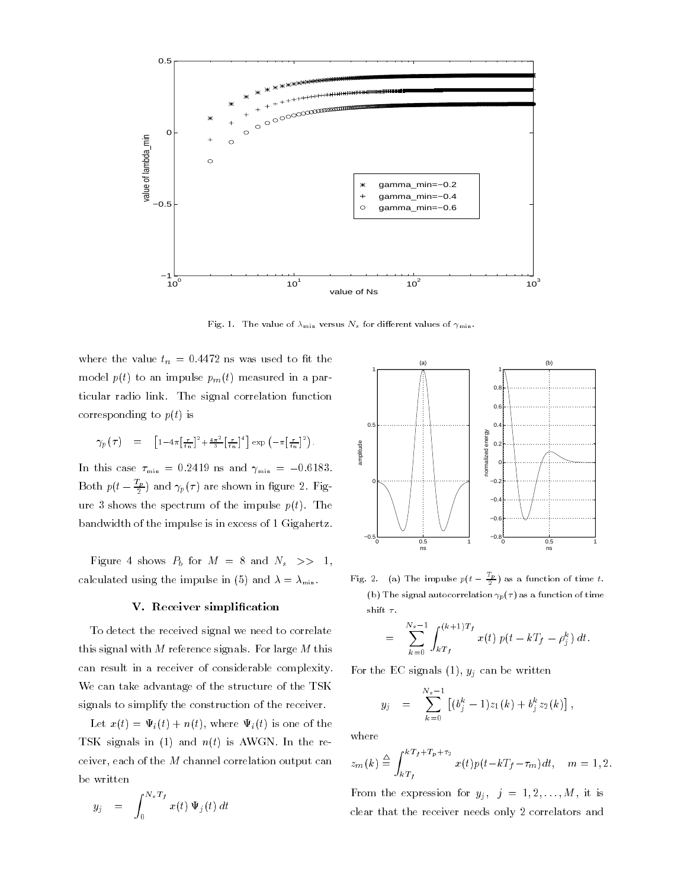Fig. 1. The value of $\lambda_{\min}$ versus $N_s$ for different values of $\gamma_{\min}$.

where the value $t_n = 0.4472$ ns was used to fit the model $p(t)$ to an impulse $p_m(t)$ measured in a particular radio link. The signal correlation function corresponding to $p(t)$ is

$$\gamma_p(\tau) = \left[1 - 4\pi\left[\frac{\tau}{t_n}\right]^2 + \frac{4\pi^2}{3}\left[\frac{\tau}{t_n}\right]^4\right] \exp\left(-\pi\left[\frac{\tau}{t_n}\right]^2\right).$$

In this case $\tau_{\min} = 0.2419$ ns and $\gamma_{\min} = -0.6183$. Both $p(t - \frac{T_p}{2})$ and $\gamma_p(\tau)$ are shown in figure 2. Figure 3 shows the spectrum of the impulse $p(t)$. The bandwidth of the impulse is in excess of 1 Gigahertz.

Figure 4 shows $P_b$ for $M = 8$ and $N_s >> 1$, calculated using the impulse in (5) and $\lambda = \lambda_{\min}$.

## V. Receiver simplification

To detect the received signal we need to correlate this signal with $M$ reference signals. For large $M$ this can result in a receiver of considerable complexity. We can take advantage of the structure of the TSK signals to simplify the construction of the receiver.

Let $x(t) = \Psi_i(t) + n(t)$, where $\Psi_i(t)$ is one of the TSK signals in (1) and $n(t)$ is AWGN. In the receiver, each of the $M$ channel correlation output can be written

$$y_j = \int_0^{N_s T_f} x(t)\, \Psi_j(t)\, dt$$

$$= \sum_{k=0}^{N_s-1} \int_{kT_f}^{(k+1)T_f} x(t)\; p(t - kT_f - \rho_j^k)\, dt.$$

Fig. 2. (a) The impulse $p(t - \frac{T_p}{2})$ as a function of time $t$. (b) The signal autocorrelation $\gamma_p(\tau)$ as a function of time shift $\tau$.

For the EC signals (1), $y_j$ can be written

$$y_j = \sum_{k=0}^{N_s-1} \left[(b_j^k - 1) z_1(k) + b_j^k z_2(k)\right],$$

where

$$z_m(k) \triangleq \int_{kT_f}^{kT_f+T_p+\tau_2} x(t) p(t - kT_f - \tau_m) dt, \quad m = 1, 2.$$

From the expression for $y_j$, $j = 1, 2, \ldots, M$, it is clear that the receiver needs only 2 correlators and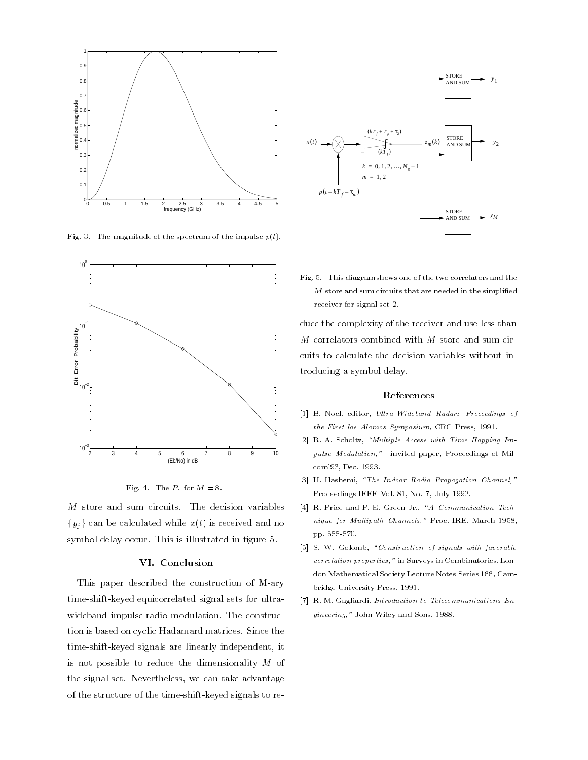1
0.9
0.8
0.7
0.6
0.5
0.4
0.3
0.2
0.1
0
0 0.5 1 1.5 2 2.5 3 3.5 4 4.5 5
normalized magnitude
frequency (GHz)

Fig. 3. The magnitude of the spectrum of the impulse $p(t)$.

$10^0$
$10^{-1}$
$10^{-2}$
$10^{-3}$
2 3 4 5 6 7 8 9 10
Bit Error Probability
(Eb/No) in dB

Fig. 4. The $P_e$ for $M = 8$.

$M$ store and sum circuits. The decision variables $\{y_j\}$ can be calculated while $x(t)$ is received and no symbol delay occur. This is illustrated in figure 5.

## VI. Conclusion

This paper described the construction of M-ary time-shift-keyed equicorrelated signal sets for ultra-wideband impulse radio modulation. The construction is based on cyclic Hadamard matrices. Since the time-shift-keyed signals are linearly independent, it is not possible to reduce the dimensionality $M$ of the signal set. Nevertheless, we can take advantage of the structure of the time-shift-keyed signals to reduce the complexity of the receiver and use less than $M$ correlators combined with $M$ store and sum circuits to calculate the decision variables without introducing a symbol delay.

$x(t)$
$p(t - kT_f - \tau_m)$
$(kT_f + T_p + \tau_2)$
$(kT_f)$
$k = 0, 1, 2, \ldots, N_s - 1$
$m = 1, 2$
$z_m(k)$
STORE AND SUM
STORE AND SUM
STORE AND SUM
$y_1$
$y_2$
$y_M$

Fig. 5. This diagram shows one of the two correlators and the $M$ store and sum circuits that are needed in the simplified receiver for signal set 2.

## References

[1] B. Noel, editor, *Ultra-Wideband Radar: Proceedings of the First los Alamos Symposium,* CRC Press, 1991.

[2] R. A. Scholtz, *"Multiple Access with Time Hopping Impulse Modulation,"* invited paper, Proceedings of Milcom'93, Dec. 1993.

[3] H. Hashemi, *"The Indoor Radio Propagation Channel,"* Proceedings IEEE Vol. 81, No. 7, July 1993.

[4] R. Price and P. E. Green Jr., *"A Communication Technique for Multipath Channels,"* Proc. IRE, March 1958, pp. 555-570.

[5] S. W. Golomb, *"Construction of signals with favorable correlation properties,"* in Surveys in Combinatorics, London Mathematical Society Lecture Notes Series 166, Cambridge University Press, 1991.

[7] R. M. Gagliardi, *Introduction to Telecommunications Engineering,"* John Wiley and Sons, 1988.